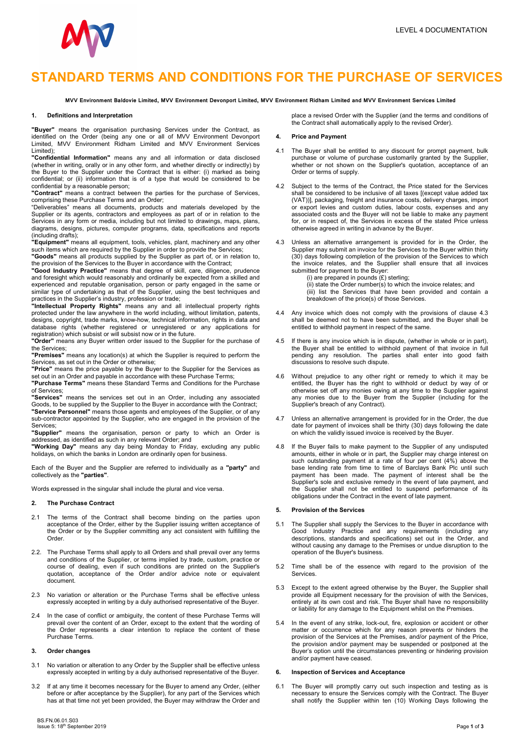LEVEL 4 DOCUMENTATION

# STANDARD TERMS AND CONDITIONS FOR THE PURCHASE OF SERVICES

**MVV Environment Baldovie Limited, MVV Environment Devonport Limited, MVV Environment Ridham Limited and MVV Environment Services Limited**

## 1. Definitions and Interpretation

**"Buyer"** means the organisation purchasing Services under the Contract, as identified on the Order (being any one or all of MVV Environment Devonport Limited, MVV Environment Ridham Limited and MVV Environment Services Limited);

**"Confidential Information"** means any and all information or data disclosed (whether in writing, orally or in any other form, and whether directly or indirectly) by the Buyer to the Supplier under the Contract that is either: (i) marked as being confidential; or (ii) information that is of a type that would be considered to be confidential by a reasonable person;

**"Contract"** means a contract between the parties for the purchase of Services, comprising these Purchase Terms and an Order;

"Deliverables" means all documents, products and materials developed by the Supplier or its agents, contractors and employees as part of or in relation to the Services in any form or media, including but not limited to drawings, maps, plans, diagrams, designs, pictures, computer programs, data, specifications and reports (including drafts);

**"Equipment"** means all equipment, tools, vehicles, plant, machinery and any other such items which are required by the Supplier in order to provide the Services;

**"Goods"** means all products supplied by the Supplier as part of, or in relation to, the provision of the Services to the Buyer in accordance with the Contract;

**"Good Industry Practice"** means that degree of skill, care, diligence, prudence and foresight which would reasonably and ordinarily be expected from a skilled and experienced and reputable organisation, person or party engaged in the same or similar type of undertaking as that of the Supplier, using the best techniques and practices in the Supplier's industry, profession or trade;

**"Intellectual Property Rights"** means any and all intellectual property rights protected under the law anywhere in the world including, without limitation, patents, designs, copyright, trade marks, know-how, technical information, rights in data and database rights (whether registered or unregistered or any applications for registration) which subsist or will subsist now or in the future.

**"Order"** means any Buyer written order issued to the Supplier for the purchase of the Services;

**"Premises"** means any location(s) at which the Supplier is required to perform the Services, as set out in the Order or otherwise;

**"Price"** means the price payable by the Buyer to the Supplier for the Services as set out in an Order and payable in accordance with these Purchase Terms;

**"Purchase Terms"** means these Standard Terms and Conditions for the Purchase of Services;

**"Services"** means the services set out in an Order, including any associated Goods, to be supplied by the Supplier to the Buyer in accordance with the Contract;

**"Service Personnel"** means those agents and employees of the Supplier, or of any sub-contractor appointed by the Supplier, who are engaged in the provision of the Services;

**"Supplier"** means the organisation, person or party to which an Order is addressed, as identified as such in any relevant Order; and

**"Working Day"** means any day being Monday to Friday, excluding any public holidays, on which the banks in London are ordinarily open for business.

Each of the Buyer and the Supplier are referred to individually as a **"party"** and collectively as the **"parties"**.

Words expressed in the singular shall include the plural and vice versa.

## 2. The Purchase Contract

2.1 The terms of the Contract shall become binding on the parties upon acceptance of the Order, either by the Supplier issuing written acceptance of the Order or by the Supplier committing any act consistent with fulfilling the Order.

2.2. The Purchase Terms shall apply to all Orders and shall prevail over any terms and conditions of the Supplier, or terms implied by trade, custom, practice or course of dealing, even if such conditions are printed on the Supplier's quotation, acceptance of the Order and/or advice note or equivalent document.

2.3 No variation or alteration or the Purchase Terms shall be effective unless expressly accepted in writing by a duly authorised representative of the Buyer.

2.4 In the case of conflict or ambiguity, the content of these Purchase Terms will prevail over the content of an Order, except to the extent that the wording of the Order represents a clear intention to replace the content of these Purchase Terms.

## 3. Order changes

3.1 No variation or alteration to any Order by the Supplier shall be effective unless expressly accepted in writing by a duly authorised representative of the Buyer.

3.2 If at any time it becomes necessary for the Buyer to amend any Order, (either before or after acceptance by the Supplier), for any part of the Services which has at that time not yet been provided, the Buyer may withdraw the Order and place a revised Order with the Supplier (and the terms and conditions of the Contract shall automatically apply to the revised Order).

## 4. Price and Payment

4.1 The Buyer shall be entitled to any discount for prompt payment, bulk purchase or volume of purchase customarily granted by the Supplier, whether or not shown on the Supplier's quotation, acceptance of an Order or terms of supply.

4.2 Subject to the terms of the Contract, the Price stated for the Services shall be considered to be inclusive of all taxes [(except value added tax (VAT))], packaging, freight and insurance costs, delivery charges, import or export levies and custom duties, labour costs, expenses and any associated costs and the Buyer will not be liable to make any payment for, or in respect of, the Services in excess of the stated Price unless otherwise agreed in writing in advance by the Buyer.

4.3 Unless an alternative arrangement is provided for in the Order, the Supplier may submit an invoice for the Services to the Buyer within thirty (30) days following completion of the provision of the Services to which the invoice relates, and the Supplier shall ensure that all invoices submitted for payment to the Buyer:

(i) are prepared in pounds (£) sterling;
(ii) state the Order number(s) to which the invoice relates; and
(iii) list the Services that have been provided and contain a breakdown of the price(s) of those Services.

4.4 Any invoice which does not comply with the provisions of clause 4.3 shall be deemed not to have been submitted, and the Buyer shall be entitled to withhold payment in respect of the same.

4.5 If there is any invoice which is in dispute, (whether in whole or in part), the Buyer shall be entitled to withhold payment of that invoice in full pending any resolution. The parties shall enter into good faith discussions to resolve such dispute.

4.6 Without prejudice to any other right or remedy to which it may be entitled, the Buyer has the right to withhold or deduct by way of or otherwise set off any monies owing at any time to the Supplier against any monies due to the Buyer from the Supplier (including for the Supplier's breach of any Contract).

4.7 Unless an alternative arrangement is provided for in the Order, the due date for payment of invoices shall be thirty (30) days following the date on which the validly issued invoice is received by the Buyer.

4.8 If the Buyer fails to make payment to the Supplier of any undisputed amounts, either in whole or in part, the Supplier may charge interest on such outstanding payment at a rate of four per cent (4%) above the base lending rate from time to time of Barclays Bank Plc until such payment has been made. The payment of interest shall be the Supplier's sole and exclusive remedy in the event of late payment, and the Supplier shall not be entitled to suspend performance of its obligations under the Contract in the event of late payment.

## 5. Provision of the Services

5.1 The Supplier shall supply the Services to the Buyer in accordance with Good Industry Practice and any requirements (including any descriptions, standards and specifications) set out in the Order, and without causing any damage to the Premises or undue disruption to the operation of the Buyer's business.

5.2 Time shall be of the essence with regard to the provision of the Services.

5.3 Except to the extent agreed otherwise by the Buyer, the Supplier shall provide all Equipment necessary for the provision of with the Services, entirely at its own cost and risk. The Buyer shall have no responsibility or liability for any damage to the Equipment whilst on the Premises.

5.4 In the event of any strike, lock-out, fire, explosion or accident or other matter or occurrence which for any reason prevents or hinders the provision of the Services at the Premises, and/or payment of the Price, the provision and/or payment may be suspended or postponed at the Buyer's option until the circumstances preventing or hindering provision and/or payment have ceased.

## 6. Inspection of Services and Acceptance

6.1 The Buyer will promptly carry out such inspection and testing as is necessary to ensure the Services comply with the Contract. The Buyer shall notify the Supplier within ten (10) Working Days following the

BS.FN.06.01.S03
Issue 5: 18th September 2019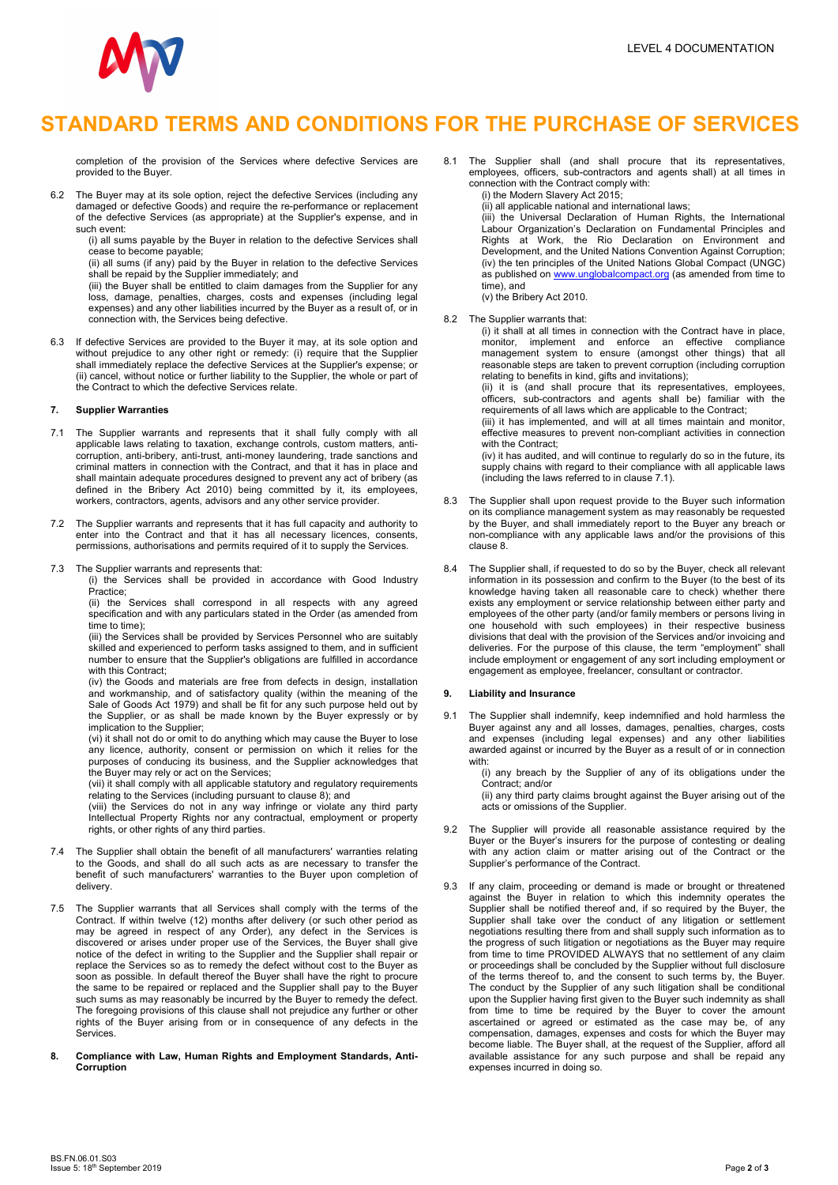# STANDARD TERMS AND CONDITIONS FOR THE PURCHASE OF SERVICES

completion of the provision of the Services where defective Services are provided to the Buyer.

6.2 The Buyer may at its sole option, reject the defective Services (including any damaged or defective Goods) and require the re-performance or replacement of the defective Services (as appropriate) at the Supplier's expense, and in such event:

(i) all sums payable by the Buyer in relation to the defective Services shall cease to become payable;

(ii) all sums (if any) paid by the Buyer in relation to the defective Services shall be repaid by the Supplier immediately; and

(iii) the Buyer shall be entitled to claim damages from the Supplier for any loss, damage, penalties, charges, costs and expenses (including legal expenses) and any other liabilities incurred by the Buyer as a result of, or in connection with, the Services being defective.

6.3 If defective Services are provided to the Buyer it may, at its sole option and without prejudice to any other right or remedy: (i) require that the Supplier shall immediately replace the defective Services at the Supplier's expense; or (ii) cancel, without notice or further liability to the Supplier, the whole or part of the Contract to which the defective Services relate.

## 7. Supplier Warranties

7.1 The Supplier warrants and represents that it shall fully comply with all applicable laws relating to taxation, exchange controls, custom matters, anti-corruption, anti-bribery, anti-trust, anti-money laundering, trade sanctions and criminal matters in connection with the Contract, and that it has in place and shall maintain adequate procedures designed to prevent any act of bribery (as defined in the Bribery Act 2010) being committed by it, its employees, workers, contractors, agents, advisors and any other service provider.

7.2 The Supplier warrants and represents that it has full capacity and authority to enter into the Contract and that it has all necessary licences, consents, permissions, authorisations and permits required of it to supply the Services.

7.3 The Supplier warrants and represents that:

(i) the Services shall be provided in accordance with Good Industry Practice;

(ii) the Services shall correspond in all respects with any agreed specification and with any particulars stated in the Order (as amended from time to time);

(iii) the Services shall be provided by Services Personnel who are suitably skilled and experienced to perform tasks assigned to them, and in sufficient number to ensure that the Supplier's obligations are fulfilled in accordance with this Contract;

(iv) the Goods and materials are free from defects in design, installation and workmanship, and of satisfactory quality (within the meaning of the Sale of Goods Act 1979) and shall be fit for any such purpose held out by the Supplier, or as shall be made known by the Buyer expressly or by implication to the Supplier;

(vi) it shall not do or omit to do anything which may cause the Buyer to lose any licence, authority, consent or permission on which it relies for the purposes of conducing its business, and the Supplier acknowledges that the Buyer may rely or act on the Services;

(vii) it shall comply with all applicable statutory and regulatory requirements relating to the Services (including pursuant to clause 8); and

(viii) the Services do not in any way infringe or violate any third party Intellectual Property Rights nor any contractual, employment or property rights, or other rights of any third parties.

7.4 The Supplier shall obtain the benefit of all manufacturers' warranties relating to the Goods, and shall do all such acts as are necessary to transfer the benefit of such manufacturers' warranties to the Buyer upon completion of delivery.

7.5 The Supplier warrants that all Services shall comply with the terms of the Contract. If within twelve (12) months after delivery (or such other period as may be agreed in respect of any Order), any defect in the Services is discovered or arises under proper use of the Services, the Buyer shall give notice of the defect in writing to the Supplier and the Supplier shall repair or replace the Services so as to remedy the defect without cost to the Buyer as soon as possible. In default thereof the Buyer shall have the right to procure the same to be repaired or replaced and the Supplier shall pay to the Buyer such sums as may reasonably be incurred by the Buyer to remedy the defect. The foregoing provisions of this clause shall not prejudice any further or other rights of the Buyer arising from or in consequence of any defects in the Services.

## 8. Compliance with Law, Human Rights and Employment Standards, Anti-Corruption

8.1 The Supplier shall (and shall procure that its representatives, employees, officers, sub-contractors and agents shall) at all times in connection with the Contract comply with:

(i) the Modern Slavery Act 2015;

(ii) all applicable national and international laws;

(iii) the Universal Declaration of Human Rights, the International Labour Organization's Declaration on Fundamental Principles and Rights at Work, the Rio Declaration on Environment and Development, and the United Nations Convention Against Corruption;

(iv) the ten principles of the United Nations Global Compact (UNGC) as published on www.unglobalcompact.org (as amended from time to time), and

(v) the Bribery Act 2010.

8.2 The Supplier warrants that:

(i) it shall at all times in connection with the Contract have in place, monitor, implement and enforce an effective compliance management system to ensure (amongst other things) that all reasonable steps are taken to prevent corruption (including corruption relating to benefits in kind, gifts and invitations);

(ii) it is (and shall procure that its representatives, employees, officers, sub-contractors and agents shall be) familiar with the requirements of all laws which are applicable to the Contract;

(iii) it has implemented, and will at all times maintain and monitor, effective measures to prevent non-compliant activities in connection with the Contract;

(iv) it has audited, and will continue to regularly do so in the future, its supply chains with regard to their compliance with all applicable laws (including the laws referred to in clause 7.1).

8.3 The Supplier shall upon request provide to the Buyer such information on its compliance management system as may reasonably be requested by the Buyer, and shall immediately report to the Buyer any breach or non-compliance with any applicable laws and/or the provisions of this clause 8.

8.4 The Supplier shall, if requested to do so by the Buyer, check all relevant information in its possession and confirm to the Buyer (to the best of its knowledge having taken all reasonable care to check) whether there exists any employment or service relationship between either party and employees of the other party (and/or family members or persons living in one household with such employees) in their respective business divisions that deal with the provision of the Services and/or invoicing and deliveries. For the purpose of this clause, the term "employment" shall include employment or engagement of any sort including employment or engagement as employee, freelancer, consultant or contractor.

## 9. Liability and Insurance

9.1 The Supplier shall indemnify, keep indemnified and hold harmless the Buyer against any and all losses, damages, penalties, charges, costs and expenses (including legal expenses) and any other liabilities awarded against or incurred by the Buyer as a result of or in connection with:

(i) any breach by the Supplier of any of its obligations under the Contract; and/or

(ii) any third party claims brought against the Buyer arising out of the acts or omissions of the Supplier.

9.2 The Supplier will provide all reasonable assistance required by the Buyer or the Buyer's insurers for the purpose of contesting or dealing with any action claim or matter arising out of the Contract or the Supplier's performance of the Contract.

9.3 If any claim, proceeding or demand is made or brought or threatened against the Buyer in relation to which this indemnity operates the Supplier shall be notified thereof and, if so required by the Buyer, the Supplier shall take over the conduct of any litigation or settlement negotiations resulting there from and shall supply such information as to the progress of such litigation or negotiations as the Buyer may require from time to time PROVIDED ALWAYS that no settlement of any claim or proceedings shall be concluded by the Supplier without full disclosure of the terms thereof to, and the consent to such terms by, the Buyer. The conduct by the Supplier of any such litigation shall be conditional upon the Supplier having first given to the Buyer such indemnity as shall from time to time be required by the Buyer to cover the amount ascertained or agreed or estimated as the case may be, of any compensation, damages, expenses and costs for which the Buyer may become liable. The Buyer shall, at the request of the Supplier, afford all available assistance for any such purpose and shall be repaid any expenses incurred in doing so.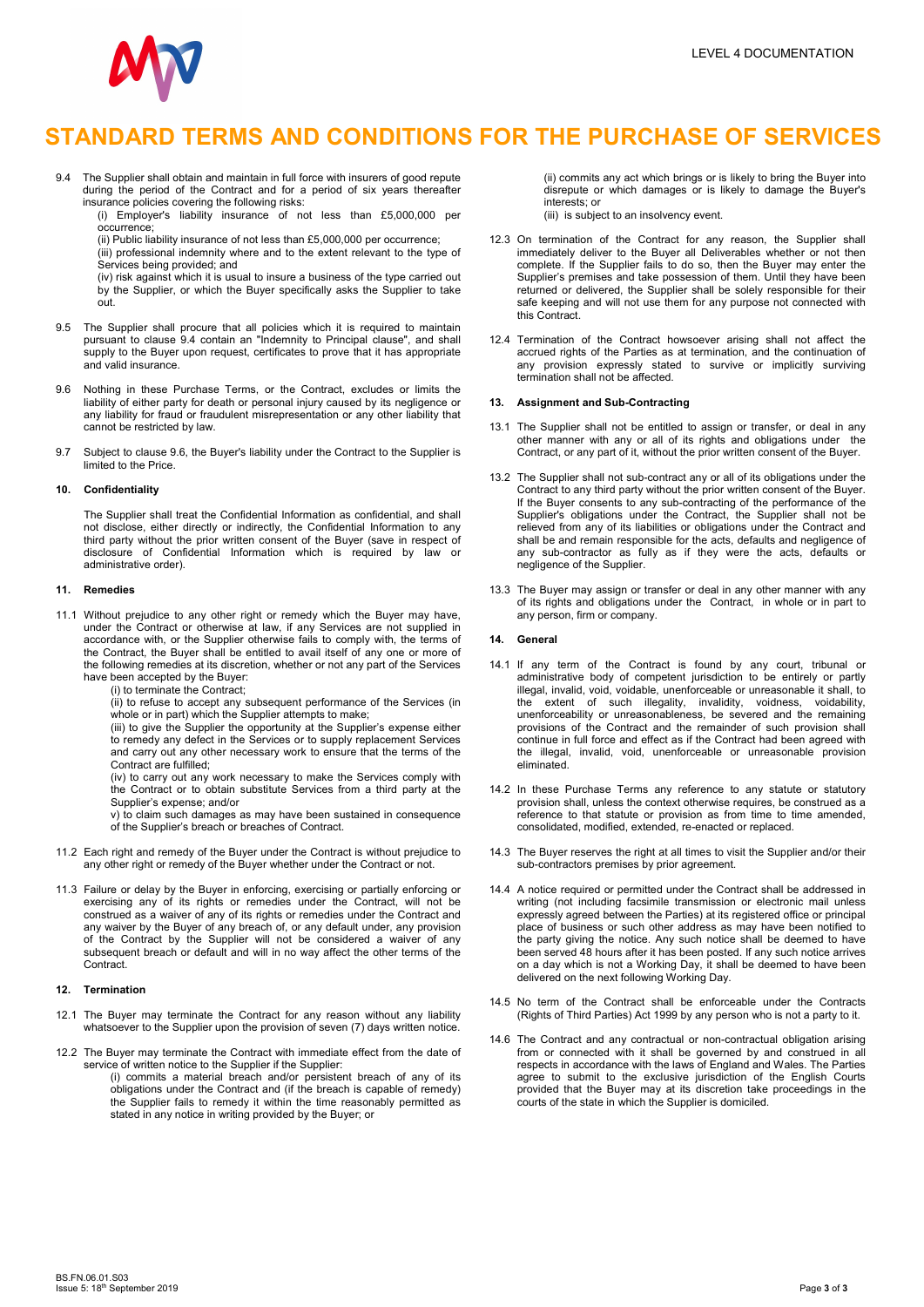# STANDARD TERMS AND CONDITIONS FOR THE PURCHASE OF SERVICES

9.4 The Supplier shall obtain and maintain in full force with insurers of good repute during the period of the Contract and for a period of six years thereafter insurance policies covering the following risks:

(i) Employer's liability insurance of not less than £5,000,000 per occurrence;

(ii) Public liability insurance of not less than £5,000,000 per occurrence;

(iii) professional indemnity where and to the extent relevant to the type of Services being provided; and

(iv) risk against which it is usual to insure a business of the type carried out by the Supplier, or which the Buyer specifically asks the Supplier to take out.

9.5 The Supplier shall procure that all policies which it is required to maintain pursuant to clause 9.4 contain an "Indemnity to Principal clause", and shall supply to the Buyer upon request, certificates to prove that it has appropriate and valid insurance.

9.6 Nothing in these Purchase Terms, or the Contract, excludes or limits the liability of either party for death or personal injury caused by its negligence or any liability for fraud or fraudulent misrepresentation or any other liability that cannot be restricted by law.

9.7 Subject to clause 9.6, the Buyer's liability under the Contract to the Supplier is limited to the Price.

**10. Confidentiality**

The Supplier shall treat the Confidential Information as confidential, and shall not disclose, either directly or indirectly, the Confidential Information to any third party without the prior written consent of the Buyer (save in respect of disclosure of Confidential Information which is required by law or administrative order).

**11. Remedies**

11.1 Without prejudice to any other right or remedy which the Buyer may have, under the Contract or otherwise at law, if any Services are not supplied in accordance with, or the Supplier otherwise fails to comply with, the terms of the Contract, the Buyer shall be entitled to avail itself of any one or more of the following remedies at its discretion, whether or not any part of the Services have been accepted by the Buyer:

(i) to terminate the Contract;

(ii) to refuse to accept any subsequent performance of the Services (in whole or in part) which the Supplier attempts to make;

(iii) to give the Supplier the opportunity at the Supplier's expense either to remedy any defect in the Services or to supply replacement Services and carry out any other necessary work to ensure that the terms of the Contract are fulfilled;

(iv) to carry out any work necessary to make the Services comply with the Contract or to obtain substitute Services from a third party at the Supplier's expense; and/or

v) to claim such damages as may have been sustained in consequence of the Supplier's breach or breaches of Contract.

11.2 Each right and remedy of the Buyer under the Contract is without prejudice to any other right or remedy of the Buyer whether under the Contract or not.

11.3 Failure or delay by the Buyer in enforcing, exercising or partially enforcing or exercising any of its rights or remedies under the Contract, will not be construed as a waiver of any of its rights or remedies under the Contract and any waiver by the Buyer of any breach of, or any default under, any provision of the Contract by the Supplier will not be considered a waiver of any subsequent breach or default and will in no way affect the other terms of the Contract.

**12. Termination**

12.1 The Buyer may terminate the Contract for any reason without any liability whatsoever to the Supplier upon the provision of seven (7) days written notice.

12.2 The Buyer may terminate the Contract with immediate effect from the date of service of written notice to the Supplier if the Supplier:

(i) commits a material breach and/or persistent breach of any of its obligations under the Contract and (if the breach is capable of remedy) the Supplier fails to remedy it within the time reasonably permitted as stated in any notice in writing provided by the Buyer; or

(ii) commits any act which brings or is likely to bring the Buyer into disrepute or which damages or is likely to damage the Buyer's interests; or

(iii) is subject to an insolvency event.

12.3 On termination of the Contract for any reason, the Supplier shall immediately deliver to the Buyer all Deliverables whether or not then complete. If the Supplier fails to do so, then the Buyer may enter the Supplier's premises and take possession of them. Until they have been returned or delivered, the Supplier shall be solely responsible for their safe keeping and will not use them for any purpose not connected with this Contract.

12.4 Termination of the Contract howsoever arising shall not affect the accrued rights of the Parties as at termination, and the continuation of any provision expressly stated to survive or implicitly surviving termination shall not be affected.

**13. Assignment and Sub-Contracting**

13.1 The Supplier shall not be entitled to assign or transfer, or deal in any other manner with any or all of its rights and obligations under the Contract, or any part of it, without the prior written consent of the Buyer.

13.2 The Supplier shall not sub-contract any or all of its obligations under the Contract to any third party without the prior written consent of the Buyer. If the Buyer consents to any sub-contracting of the performance of the Supplier's obligations under the Contract, the Supplier shall not be relieved from any of its liabilities or obligations under the Contract and shall be and remain responsible for the acts, defaults and negligence of any sub-contractor as fully as if they were the acts, defaults or negligence of the Supplier.

13.3 The Buyer may assign or transfer or deal in any other manner with any of its rights and obligations under the Contract, in whole or in part to any person, firm or company.

**14. General**

14.1 If any term of the Contract is found by any court, tribunal or administrative body of competent jurisdiction to be entirely or partly illegal, invalid, void, voidable, unenforceable or unreasonable it shall, to the extent of such illegality, invalidity, voidness, voidability, unenforceability or unreasonableness, be severed and the remaining provisions of the Contract and the remainder of such provision shall continue in full force and effect as if the Contract had been agreed with the illegal, invalid, void, unenforceable or unreasonable provision eliminated.

14.2 In these Purchase Terms any reference to any statute or statutory provision shall, unless the context otherwise requires, be construed as a reference to that statute or provision as from time to time amended, consolidated, modified, extended, re-enacted or replaced.

14.3 The Buyer reserves the right at all times to visit the Supplier and/or their sub-contractors premises by prior agreement.

14.4 A notice required or permitted under the Contract shall be addressed in writing (not including facsimile transmission or electronic mail unless expressly agreed between the Parties) at its registered office or principal place of business or such other address as may have been notified to the party giving the notice. Any such notice shall be deemed to have been served 48 hours after it has been posted. If any such notice arrives on a day which is not a Working Day, it shall be deemed to have been delivered on the next following Working Day.

14.5 No term of the Contract shall be enforceable under the Contracts (Rights of Third Parties) Act 1999 by any person who is not a party to it.

14.6 The Contract and any contractual or non-contractual obligation arising from or connected with it shall be governed by and construed in all respects in accordance with the laws of England and Wales. The Parties agree to submit to the exclusive jurisdiction of the English Courts provided that the Buyer may at its discretion take proceedings in the courts of the state in which the Supplier is domiciled.